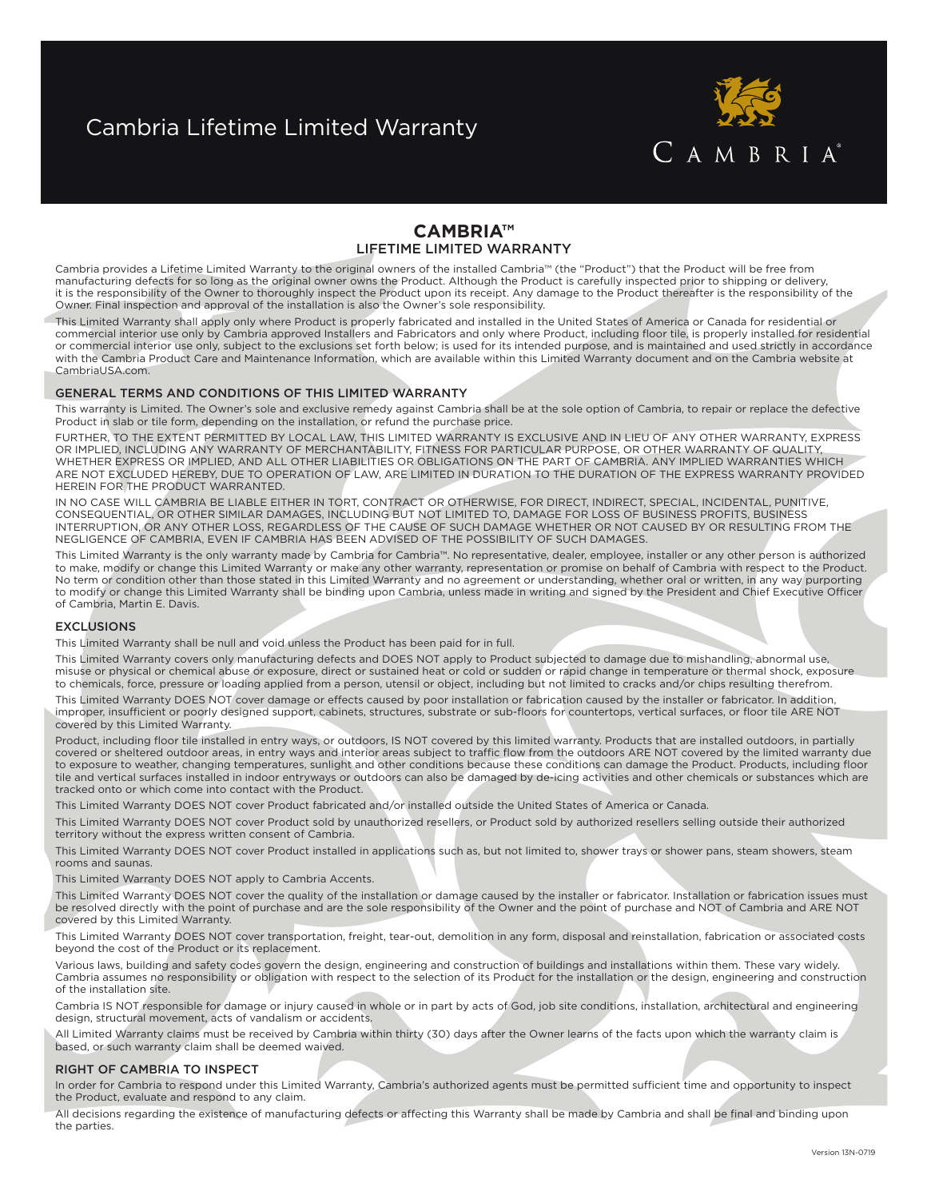# Cambria Lifetime Limited Warranty

## CAMBRIA™
### LIFETIME LIMITED WARRANTY

Cambria provides a Lifetime Limited Warranty to the original owners of the installed Cambria™ (the "Product") that the Product will be free from manufacturing defects for so long as the original owner owns the Product. Although the Product is carefully inspected prior to shipping or delivery, it is the responsibility of the Owner to thoroughly inspect the Product upon its receipt. Any damage to the Product thereafter is the responsibility of the Owner. Final inspection and approval of the installation is also the Owner's sole responsibility.

This Limited Warranty shall apply only where Product is properly fabricated and installed in the United States of America or Canada for residential or commercial interior use only by Cambria approved Installers and Fabricators and only where Product, including floor tile, is properly installed for residential or commercial interior use only, subject to the exclusions set forth below; is used for its intended purpose, and is maintained and used strictly in accordance with the Cambria Product Care and Maintenance Information, which are available within this Limited Warranty document and on the Cambria website at CambriaUSA.com.

### GENERAL TERMS AND CONDITIONS OF THIS LIMITED WARRANTY

This warranty is Limited. The Owner's sole and exclusive remedy against Cambria shall be at the sole option of Cambria, to repair or replace the defective Product in slab or tile form, depending on the installation, or refund the purchase price.

FURTHER, TO THE EXTENT PERMITTED BY LOCAL LAW, THIS LIMITED WARRANTY IS EXCLUSIVE AND IN LIEU OF ANY OTHER WARRANTY, EXPRESS OR IMPLIED, INCLUDING ANY WARRANTY OF MERCHANTABILITY, FITNESS FOR PARTICULAR PURPOSE, OR OTHER WARRANTY OF QUALITY, WHETHER EXPRESS OR IMPLIED, AND ALL OTHER LIABILITIES OR OBLIGATIONS ON THE PART OF CAMBRIA. ANY IMPLIED WARRANTIES WHICH ARE NOT EXCLUDED HEREBY, DUE TO OPERATION OF LAW, ARE LIMITED IN DURATION TO THE DURATION OF THE EXPRESS WARRANTY PROVIDED HEREIN FOR THE PRODUCT WARRANTED.

IN NO CASE WILL CAMBRIA BE LIABLE EITHER IN TORT, CONTRACT OR OTHERWISE, FOR DIRECT, INDIRECT, SPECIAL, INCIDENTAL, PUNITIVE, CONSEQUENTIAL, OR OTHER SIMILAR DAMAGES, INCLUDING BUT NOT LIMITED TO, DAMAGE FOR LOSS OF BUSINESS PROFITS, BUSINESS INTERRUPTION, OR ANY OTHER LOSS, REGARDLESS OF THE CAUSE OF SUCH DAMAGE WHETHER OR NOT CAUSED BY OR RESULTING FROM THE NEGLIGENCE OF CAMBRIA, EVEN IF CAMBRIA HAS BEEN ADVISED OF THE POSSIBILITY OF SUCH DAMAGES.

This Limited Warranty is the only warranty made by Cambria for Cambria™. No representative, dealer, employee, installer or any other person is authorized to make, modify or change this Limited Warranty or make any other warranty, representation or promise on behalf of Cambria with respect to the Product. No term or condition other than those stated in this Limited Warranty and no agreement or understanding, whether oral or written, in any way purporting to modify or change this Limited Warranty shall be binding upon Cambria, unless made in writing and signed by the President and Chief Executive Officer of Cambria, Martin E. Davis.

### EXCLUSIONS

This Limited Warranty shall be null and void unless the Product has been paid for in full.

This Limited Warranty covers only manufacturing defects and DOES NOT apply to Product subjected to damage due to mishandling, abnormal use, misuse or physical or chemical abuse or exposure, direct or sustained heat or cold or sudden or rapid change in temperature or thermal shock, exposure to chemicals, force, pressure or loading applied from a person, utensil or object, including but not limited to cracks and/or chips resulting therefrom.

This Limited Warranty DOES NOT cover damage or effects caused by poor installation or fabrication caused by the installer or fabricator. In addition, improper, insufficient or poorly designed support, cabinets, structures, substrate or sub-floors for countertops, vertical surfaces, or floor tile ARE NOT covered by this Limited Warranty.

Product, including floor tile installed in entry ways, or outdoors, IS NOT covered by this limited warranty. Products that are installed outdoors, in partially covered or sheltered outdoor areas, in entry ways and interior areas subject to traffic flow from the outdoors ARE NOT covered by the limited warranty due to exposure to weather, changing temperatures, sunlight and other conditions because these conditions can damage the Product. Products, including floor tile and vertical surfaces installed in indoor entryways or outdoors can also be damaged by de-icing activities and other chemicals or substances which are tracked onto or which come into contact with the Product.

This Limited Warranty DOES NOT cover Product fabricated and/or installed outside the United States of America or Canada.

This Limited Warranty DOES NOT cover Product sold by unauthorized resellers, or Product sold by authorized resellers selling outside their authorized territory without the express written consent of Cambria.

This Limited Warranty DOES NOT cover Product installed in applications such as, but not limited to, shower trays or shower pans, steam showers, steam rooms and saunas.

This Limited Warranty DOES NOT apply to Cambria Accents.

This Limited Warranty DOES NOT cover the quality of the installation or damage caused by the installer or fabricator. Installation or fabrication issues must be resolved directly with the point of purchase and are the sole responsibility of the Owner and the point of purchase and NOT of Cambria and ARE NOT covered by this Limited Warranty.

This Limited Warranty DOES NOT cover transportation, freight, tear-out, demolition in any form, disposal and reinstallation, fabrication or associated costs beyond the cost of the Product or its replacement.

Various laws, building and safety codes govern the design, engineering and construction of buildings and installations within them. These vary widely. Cambria assumes no responsibility or obligation with respect to the selection of its Product for the installation or the design, engineering and construction of the installation site.

Cambria IS NOT responsible for damage or injury caused in whole or in part by acts of God, job site conditions, installation, architectural and engineering design, structural movement, acts of vandalism or accidents.

All Limited Warranty claims must be received by Cambria within thirty (30) days after the Owner learns of the facts upon which the warranty claim is based, or such warranty claim shall be deemed waived.

### RIGHT OF CAMBRIA TO INSPECT

In order for Cambria to respond under this Limited Warranty, Cambria's authorized agents must be permitted sufficient time and opportunity to inspect the Product, evaluate and respond to any claim.

All decisions regarding the existence of manufacturing defects or affecting this Warranty shall be made by Cambria and shall be final and binding upon the parties.

Version 13N-0719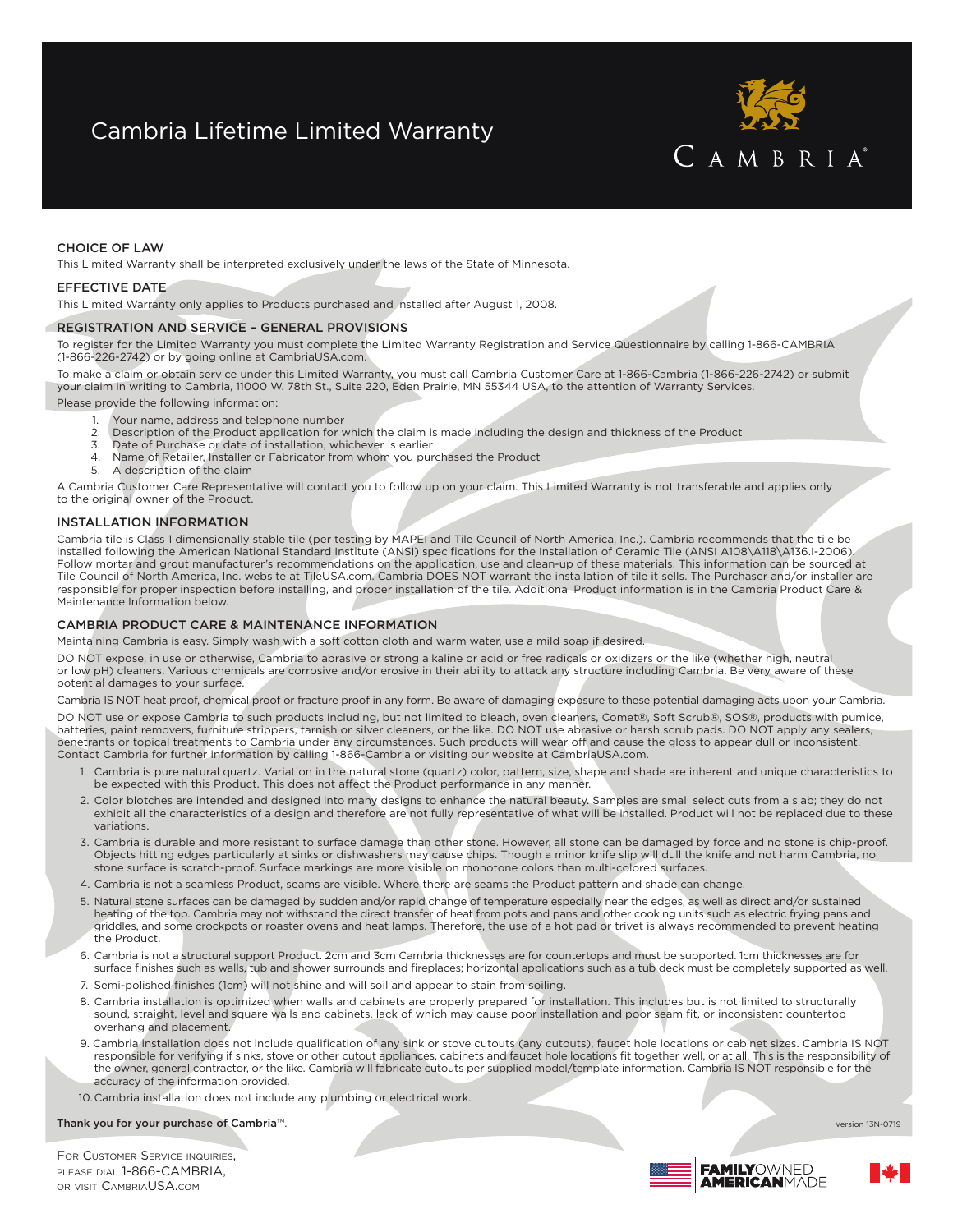# Cambria Lifetime Limited Warranty

## CHOICE OF LAW

This Limited Warranty shall be interpreted exclusively under the laws of the State of Minnesota.

## EFFECTIVE DATE

This Limited Warranty only applies to Products purchased and installed after August 1, 2008.

## REGISTRATION AND SERVICE – GENERAL PROVISIONS

To register for the Limited Warranty you must complete the Limited Warranty Registration and Service Questionnaire by calling 1-866-CAMBRIA (1-866-226-2742) or by going online at CambriaUSA.com.

To make a claim or obtain service under this Limited Warranty, you must call Cambria Customer Care at 1-866-Cambria (1-866-226-2742) or submit your claim in writing to Cambria, 11000 W. 78th St., Suite 220, Eden Prairie, MN 55344 USA, to the attention of Warranty Services.

Please provide the following information:

1. Your name, address and telephone number
2. Description of the Product application for which the claim is made including the design and thickness of the Product
3. Date of Purchase or date of installation, whichever is earlier
4. Name of Retailer, Installer or Fabricator from whom you purchased the Product
5. A description of the claim

A Cambria Customer Care Representative will contact you to follow up on your claim. This Limited Warranty is not transferable and applies only to the original owner of the Product.

## INSTALLATION INFORMATION

Cambria tile is Class 1 dimensionally stable tile (per testing by MAPEI and Tile Council of North America, Inc.). Cambria recommends that the tile be installed following the American National Standard Institute (ANSI) specifications for the Installation of Ceramic Tile (ANSI A108\A118\A136.I-2006). Follow mortar and grout manufacturer's recommendations on the application, use and clean-up of these materials. This information can be sourced at Tile Council of North America, Inc. website at TileUSA.com. Cambria DOES NOT warrant the installation of tile it sells. The Purchaser and/or installer are responsible for proper inspection before installing, and proper installation of the tile. Additional Product information is in the Cambria Product Care & Maintenance Information below.

## CAMBRIA PRODUCT CARE & MAINTENANCE INFORMATION

Maintaining Cambria is easy. Simply wash with a soft cotton cloth and warm water, use a mild soap if desired.

DO NOT expose, in use or otherwise, Cambria to abrasive or strong alkaline or acid or free radicals or oxidizers or the like (whether high, neutral or low pH) cleaners. Various chemicals are corrosive and/or erosive in their ability to attack any structure including Cambria. Be very aware of these potential damages to your surface.

Cambria IS NOT heat proof, chemical proof or fracture proof in any form. Be aware of damaging exposure to these potential damaging acts upon your Cambria.

DO NOT use or expose Cambria to such products including, but not limited to bleach, oven cleaners, Comet®, Soft Scrub®, SOS®, products with pumice, batteries, paint removers, furniture strippers, tarnish or silver cleaners, or the like. DO NOT use abrasive or harsh scrub pads. DO NOT apply any sealers, penetrants or topical treatments to Cambria under any circumstances. Such products will wear off and cause the gloss to appear dull or inconsistent. Contact Cambria for further information by calling 1-866-Cambria or visiting our website at CambriaUSA.com.

1. Cambria is pure natural quartz. Variation in the natural stone (quartz) color, pattern, size, shape and shade are inherent and unique characteristics to be expected with this Product. This does not affect the Product performance in any manner.
2. Color blotches are intended and designed into many designs to enhance the natural beauty. Samples are small select cuts from a slab; they do not exhibit all the characteristics of a design and therefore are not fully representative of what will be installed. Product will not be replaced due to these variations.
3. Cambria is durable and more resistant to surface damage than other stone. However, all stone can be damaged by force and no stone is chip-proof. Objects hitting edges particularly at sinks or dishwashers may cause chips. Though a minor knife slip will dull the knife and not harm Cambria, no stone surface is scratch-proof. Surface markings are more visible on monotone colors than multi-colored surfaces.
4. Cambria is not a seamless Product, seams are visible. Where there are seams the Product pattern and shade can change.
5. Natural stone surfaces can be damaged by sudden and/or rapid change of temperature especially near the edges, as well as direct and/or sustained heating of the top. Cambria may not withstand the direct transfer of heat from pots and pans and other cooking units such as electric frying pans and griddles, and some crockpots or roaster ovens and heat lamps. Therefore, the use of a hot pad or trivet is always recommended to prevent heating the Product.
6. Cambria is not a structural support Product. 2cm and 3cm Cambria thicknesses are for countertops and must be supported. 1cm thicknesses are for surface finishes such as walls, tub and shower surrounds and fireplaces; horizontal applications such as a tub deck must be completely supported as well.
7. Semi-polished finishes (1cm) will not shine and will soil and appear to stain from soiling.
8. Cambria installation is optimized when walls and cabinets are properly prepared for installation. This includes but is not limited to structurally sound, straight, level and square walls and cabinets, lack of which may cause poor installation and poor seam fit, or inconsistent countertop overhang and placement.
9. Cambria installation does not include qualification of any sink or stove cutouts (any cutouts), faucet hole locations or cabinet sizes. Cambria IS NOT responsible for verifying if sinks, stove or other cutout appliances, cabinets and faucet hole locations fit together well, or at all. This is the responsibility of the owner, general contractor, or the like. Cambria will fabricate cutouts per supplied model/template information. Cambria IS NOT responsible for the accuracy of the information provided.
10. Cambria installation does not include any plumbing or electrical work.

**Thank you for your purchase of Cambria™.**

Version 13N-0719

For Customer Service inquiries, please dial 1-866-CAMBRIA, or visit CambriaUSA.com

FAMILYOWNED AMERICANMADE